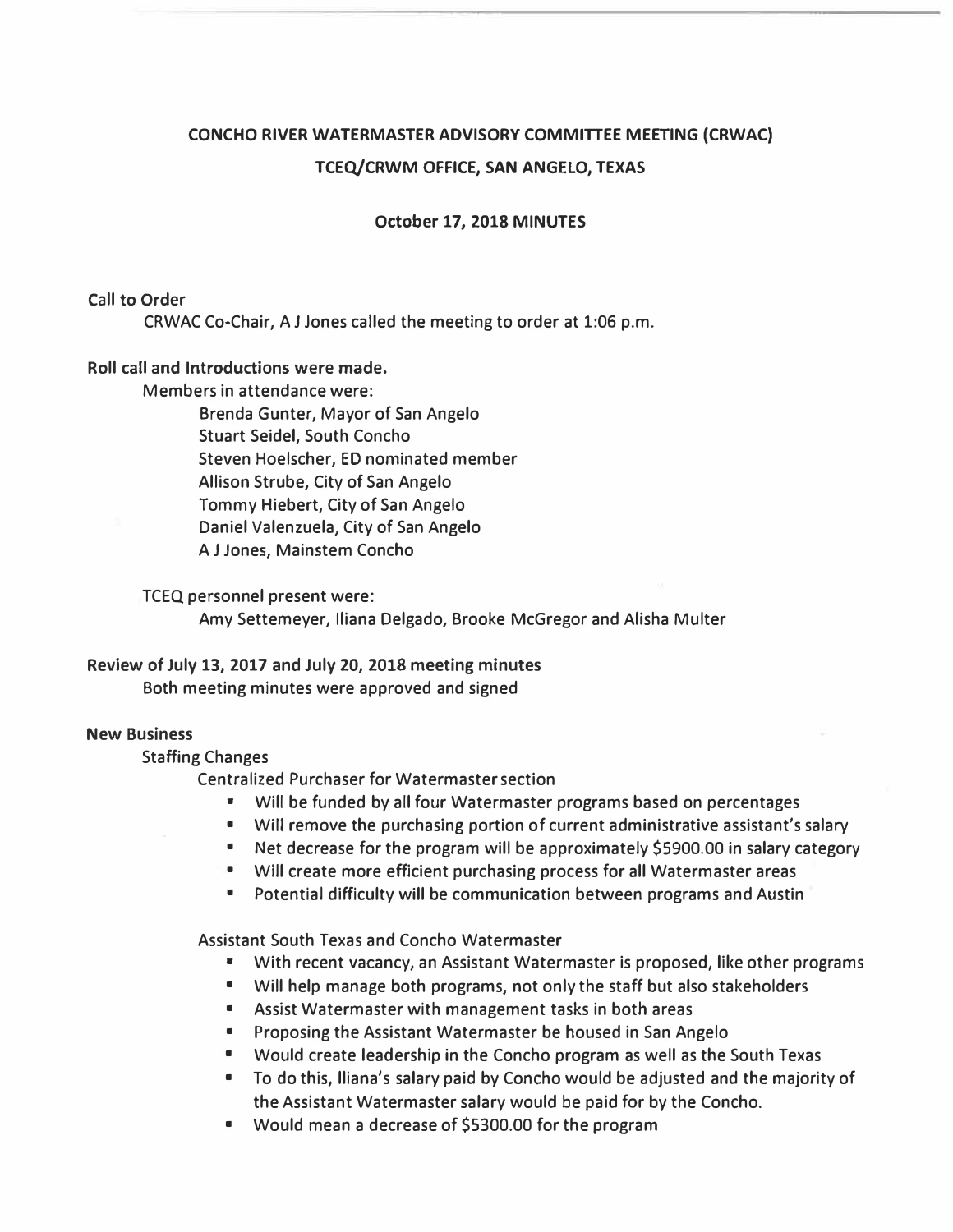# CONCHO RIVER WATERMASTER ADVISORY COMMITTEE MEETING (CRWAC)

## TCEQ/CRWM OFFICE, SAN ANGELO, TEXAS

### October 17, 2018 MINUTES

**Call to Order**

CRWAC Co-Chair, A J Jones called the meeting to order at 1:06 p.m.

**Roll call and Introductions were made.**

Members in attendance were:

Brenda Gunter, Mayor of San Angelo
Stuart Seidel, South Concho
Steven Hoelscher, ED nominated member
Allison Strube, City of San Angelo
Tommy Hiebert, City of San Angelo
Daniel Valenzuela, City of San Angelo
A J Jones, Mainstem Concho

TCEQ personnel present were:

Amy Settemeyer, Iliana Delgado, Brooke McGregor and Alisha Multer

**Review of July 13, 2017 and July 20, 2018 meeting minutes**

Both meeting minutes were approved and signed

**New Business**

Staffing Changes

Centralized Purchaser for Watermaster section

- Will be funded by all four Watermaster programs based on percentages
- Will remove the purchasing portion of current administrative assistant's salary
- Net decrease for the program will be approximately $5900.00 in salary category
- Will create more efficient purchasing process for all Watermaster areas
- Potential difficulty will be communication between programs and Austin

Assistant South Texas and Concho Watermaster

- With recent vacancy, an Assistant Watermaster is proposed, like other programs
- Will help manage both programs, not only the staff but also stakeholders
- Assist Watermaster with management tasks in both areas
- Proposing the Assistant Watermaster be housed in San Angelo
- Would create leadership in the Concho program as well as the South Texas
- To do this, Iliana's salary paid by Concho would be adjusted and the majority of the Assistant Watermaster salary would be paid for by the Concho.
- Would mean a decrease of $5300.00 for the program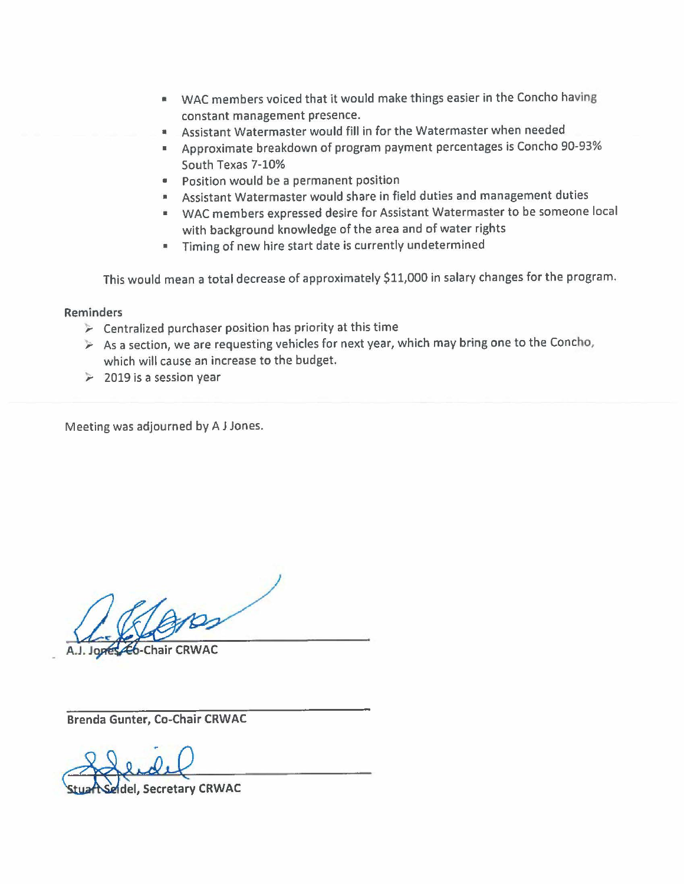- WAC members voiced that it would make things easier in the Concho having constant management presence.
- Assistant Watermaster would fill in for the Watermaster when needed
- Approximate breakdown of program payment percentages is Concho 90-93% South Texas 7-10%
- Position would be a permanent position
- Assistant Watermaster would share in field duties and management duties
- WAC members expressed desire for Assistant Watermaster to be someone local with background knowledge of the area and of water rights
- Timing of new hire start date is currently undetermined

This would mean a total decrease of approximately $11,000 in salary changes for the program.

**Reminders**

- Centralized purchaser position has priority at this time
- As a section, we are requesting vehicles for next year, which may bring one to the Concho, which will cause an increase to the budget.
- 2019 is a session year

Meeting was adjourned by A J Jones.

**A.J. Jones, Co-Chair CRWAC**

**Brenda Gunter, Co-Chair CRWAC**

**Stuart Seidel, Secretary CRWAC**